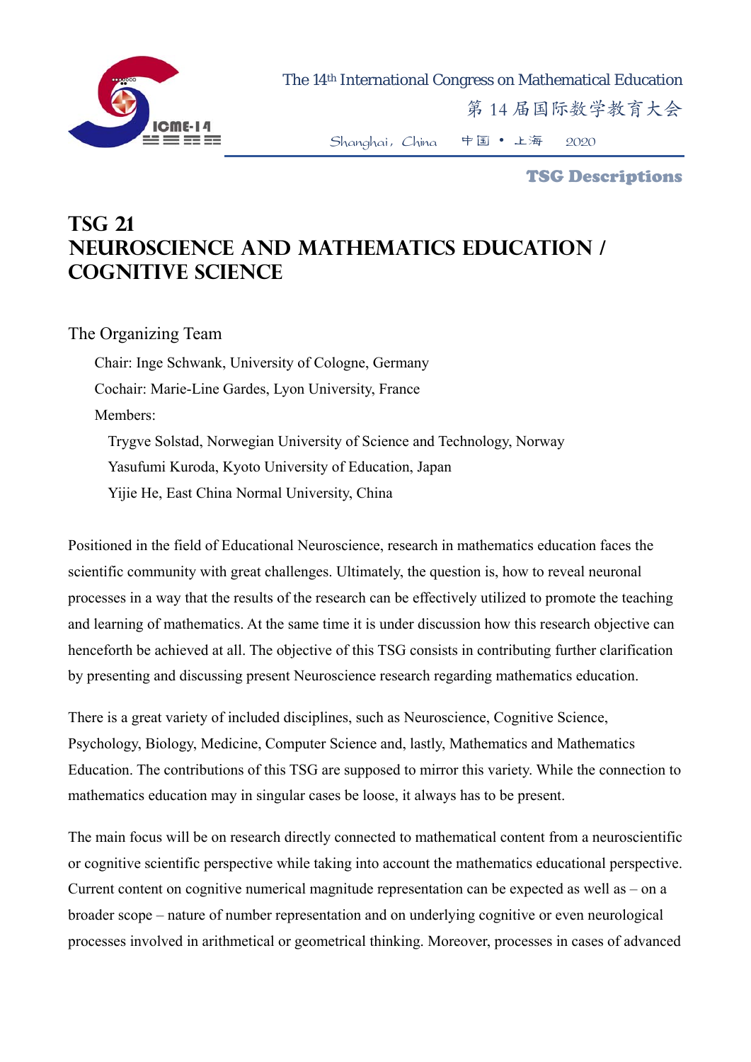# TSG 21
# NEUROSCIENCE AND MATHEMATICS EDUCATION / COGNITIVE SCIENCE

The Organizing Team

Chair: Inge Schwank, University of Cologne, Germany

Cochair: Marie-Line Gardes, Lyon University, France

Members:

Trygve Solstad, Norwegian University of Science and Technology, Norway

Yasufumi Kuroda, Kyoto University of Education, Japan

Yijie He, East China Normal University, China

Positioned in the field of Educational Neuroscience, research in mathematics education faces the scientific community with great challenges. Ultimately, the question is, how to reveal neuronal processes in a way that the results of the research can be effectively utilized to promote the teaching and learning of mathematics. At the same time it is under discussion how this research objective can henceforth be achieved at all. The objective of this TSG consists in contributing further clarification by presenting and discussing present Neuroscience research regarding mathematics education.

There is a great variety of included disciplines, such as Neuroscience, Cognitive Science, Psychology, Biology, Medicine, Computer Science and, lastly, Mathematics and Mathematics Education. The contributions of this TSG are supposed to mirror this variety. While the connection to mathematics education may in singular cases be loose, it always has to be present.

The main focus will be on research directly connected to mathematical content from a neuroscientific or cognitive scientific perspective while taking into account the mathematics educational perspective. Current content on cognitive numerical magnitude representation can be expected as well as – on a broader scope – nature of number representation and on underlying cognitive or even neurological processes involved in arithmetical or geometrical thinking. Moreover, processes in cases of advanced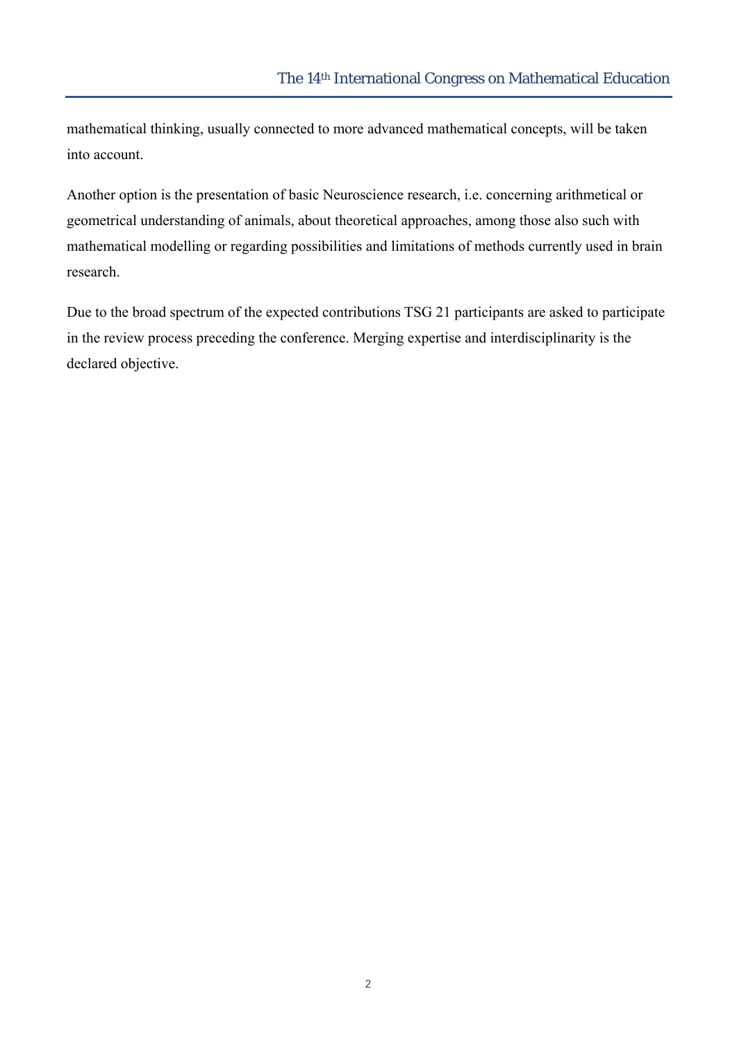mathematical thinking, usually connected to more advanced mathematical concepts, will be taken into account.

Another option is the presentation of basic Neuroscience research, i.e. concerning arithmetical or geometrical understanding of animals, about theoretical approaches, among those also such with mathematical modelling or regarding possibilities and limitations of methods currently used in brain research.

Due to the broad spectrum of the expected contributions TSG 21 participants are asked to participate in the review process preceding the conference. Merging expertise and interdisciplinarity is the declared objective.